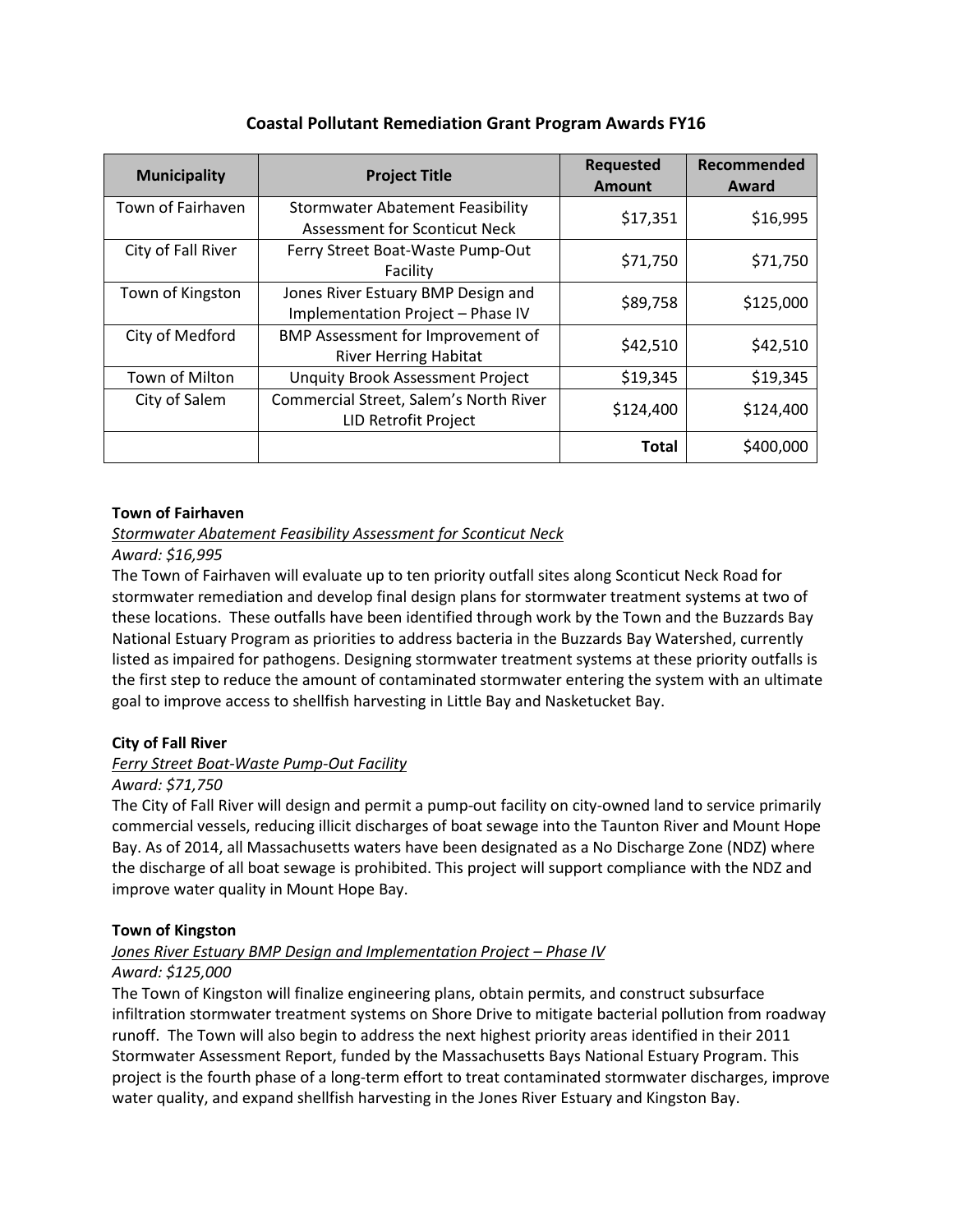# Coastal Pollutant Remediation Grant Program Awards FY16

| Municipality | Project Title | Requested Amount | Recommended Award |
|---|---|---|---|
| Town of Fairhaven | Stormwater Abatement Feasibility Assessment for Sconticut Neck | $17,351 | $16,995 |
| City of Fall River | Ferry Street Boat-Waste Pump-Out Facility | $71,750 | $71,750 |
| Town of Kingston | Jones River Estuary BMP Design and Implementation Project – Phase IV | $89,758 | $125,000 |
| City of Medford | BMP Assessment for Improvement of River Herring Habitat | $42,510 | $42,510 |
| Town of Milton | Unquity Brook Assessment Project | $19,345 | $19,345 |
| City of Salem | Commercial Street, Salem's North River LID Retrofit Project | $124,400 | $124,400 |
| | | **Total** | $400,000 |

**Town of Fairhaven**

*Stormwater Abatement Feasibility Assessment for Sconticut Neck*

*Award: $16,995*

The Town of Fairhaven will evaluate up to ten priority outfall sites along Sconticut Neck Road for stormwater remediation and develop final design plans for stormwater treatment systems at two of these locations. These outfalls have been identified through work by the Town and the Buzzards Bay National Estuary Program as priorities to address bacteria in the Buzzards Bay Watershed, currently listed as impaired for pathogens. Designing stormwater treatment systems at these priority outfalls is the first step to reduce the amount of contaminated stormwater entering the system with an ultimate goal to improve access to shellfish harvesting in Little Bay and Nasketucket Bay.

**City of Fall River**

*Ferry Street Boat-Waste Pump-Out Facility*

*Award: $71,750*

The City of Fall River will design and permit a pump-out facility on city-owned land to service primarily commercial vessels, reducing illicit discharges of boat sewage into the Taunton River and Mount Hope Bay. As of 2014, all Massachusetts waters have been designated as a No Discharge Zone (NDZ) where the discharge of all boat sewage is prohibited. This project will support compliance with the NDZ and improve water quality in Mount Hope Bay.

**Town of Kingston**

*Jones River Estuary BMP Design and Implementation Project – Phase IV*

*Award: $125,000*

The Town of Kingston will finalize engineering plans, obtain permits, and construct subsurface infiltration stormwater treatment systems on Shore Drive to mitigate bacterial pollution from roadway runoff. The Town will also begin to address the next highest priority areas identified in their 2011 Stormwater Assessment Report, funded by the Massachusetts Bays National Estuary Program. This project is the fourth phase of a long-term effort to treat contaminated stormwater discharges, improve water quality, and expand shellfish harvesting in the Jones River Estuary and Kingston Bay.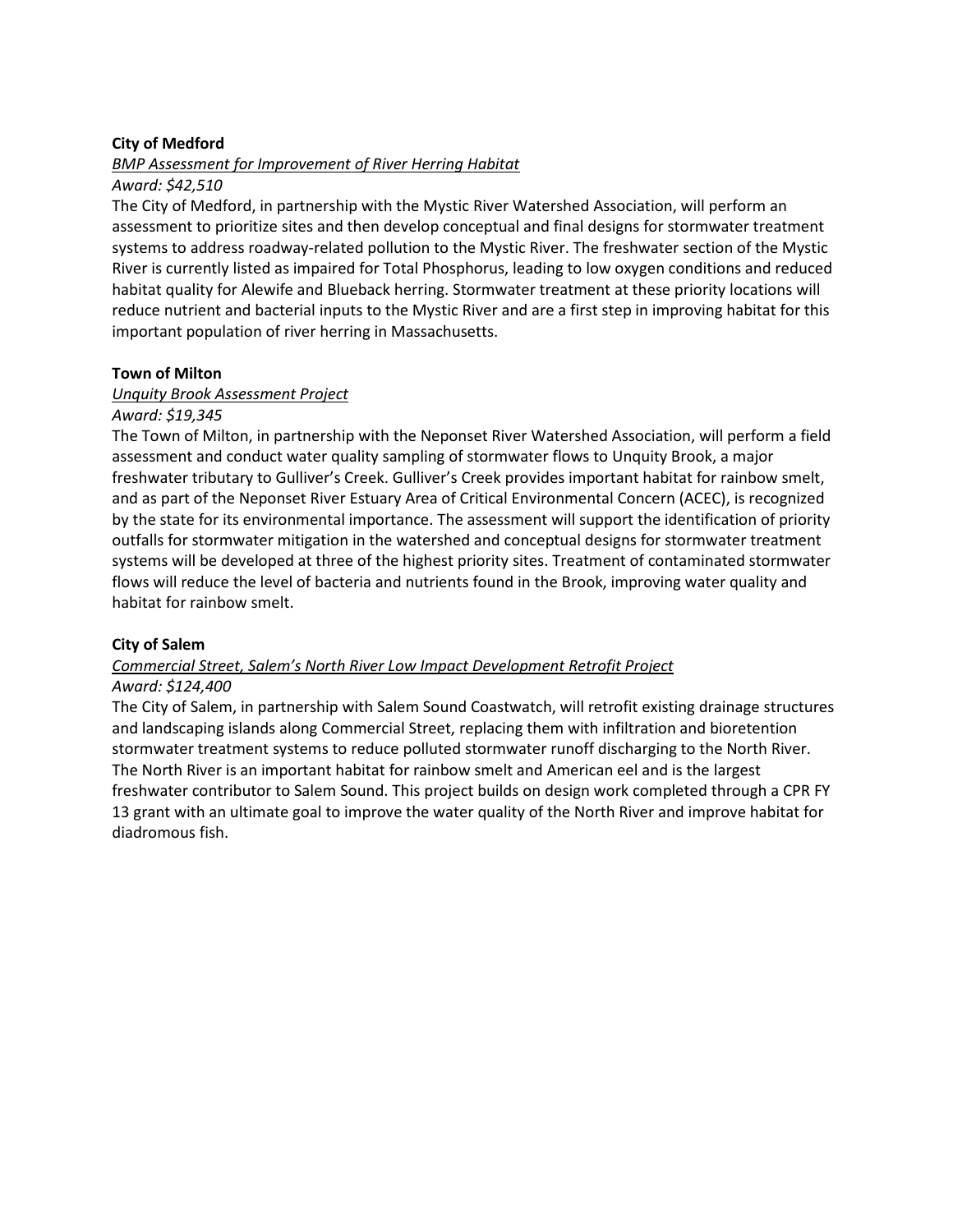**City of Medford**

*BMP Assessment for Improvement of River Herring Habitat*

*Award: $42,510*

The City of Medford, in partnership with the Mystic River Watershed Association, will perform an assessment to prioritize sites and then develop conceptual and final designs for stormwater treatment systems to address roadway-related pollution to the Mystic River. The freshwater section of the Mystic River is currently listed as impaired for Total Phosphorus, leading to low oxygen conditions and reduced habitat quality for Alewife and Blueback herring. Stormwater treatment at these priority locations will reduce nutrient and bacterial inputs to the Mystic River and are a first step in improving habitat for this important population of river herring in Massachusetts.

**Town of Milton**

*Unquity Brook Assessment Project*

*Award: $19,345*

The Town of Milton, in partnership with the Neponset River Watershed Association, will perform a field assessment and conduct water quality sampling of stormwater flows to Unquity Brook, a major freshwater tributary to Gulliver's Creek. Gulliver's Creek provides important habitat for rainbow smelt, and as part of the Neponset River Estuary Area of Critical Environmental Concern (ACEC), is recognized by the state for its environmental importance. The assessment will support the identification of priority outfalls for stormwater mitigation in the watershed and conceptual designs for stormwater treatment systems will be developed at three of the highest priority sites. Treatment of contaminated stormwater flows will reduce the level of bacteria and nutrients found in the Brook, improving water quality and habitat for rainbow smelt.

**City of Salem**

*Commercial Street, Salem's North River Low Impact Development Retrofit Project*

*Award: $124,400*

The City of Salem, in partnership with Salem Sound Coastwatch, will retrofit existing drainage structures and landscaping islands along Commercial Street, replacing them with infiltration and bioretention stormwater treatment systems to reduce polluted stormwater runoff discharging to the North River. The North River is an important habitat for rainbow smelt and American eel and is the largest freshwater contributor to Salem Sound. This project builds on design work completed through a CPR FY 13 grant with an ultimate goal to improve the water quality of the North River and improve habitat for diadromous fish.